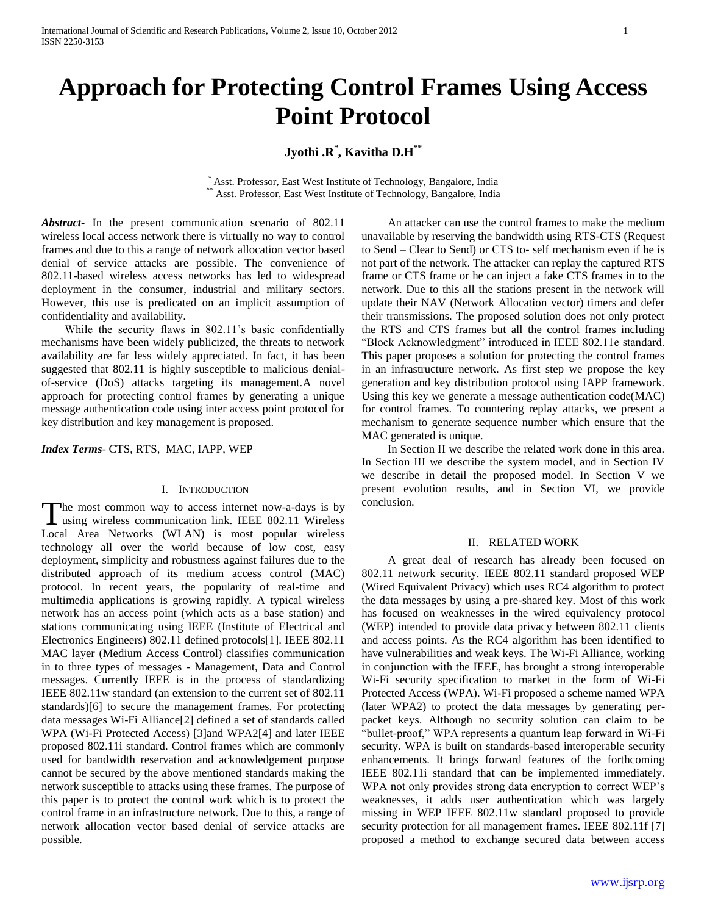# Approach for Protecting Control Frames Using Access Point Protocol

**Jyothi .R[*], Kavitha D.H[**]**

[*] Asst. Professor, East West Institute of Technology, Bangalore, India
[**] Asst. Professor, East West Institute of Technology, Bangalore, India

***Abstract-*** In the present communication scenario of 802.11 wireless local access network there is virtually no way to control frames and due to this a range of network allocation vector based denial of service attacks are possible. The convenience of 802.11-based wireless access networks has led to widespread deployment in the consumer, industrial and military sectors. However, this use is predicated on an implicit assumption of confidentiality and availability.

While the security flaws in 802.11's basic confidentially mechanisms have been widely publicized, the threats to network availability are far less widely appreciated. In fact, it has been suggested that 802.11 is highly susceptible to malicious denial-of-service (DoS) attacks targeting its management.A novel approach for protecting control frames by generating a unique message authentication code using inter access point protocol for key distribution and key management is proposed.

***Index Terms-*** CTS, RTS, MAC, IAPP, WEP

## I. Introduction

The most common way to access internet now-a-days is by using wireless communication link. IEEE 802.11 Wireless Local Area Networks (WLAN) is most popular wireless technology all over the world because of low cost, easy deployment, simplicity and robustness against failures due to the distributed approach of its medium access control (MAC) protocol. In recent years, the popularity of real-time and multimedia applications is growing rapidly. A typical wireless network has an access point (which acts as a base station) and stations communicating using IEEE (Institute of Electrical and Electronics Engineers) 802.11 defined protocols[1]. IEEE 802.11 MAC layer (Medium Access Control) classifies communication in to three types of messages - Management, Data and Control messages. Currently IEEE is in the process of standardizing IEEE 802.11w standard (an extension to the current set of 802.11 standards)[6] to secure the management frames. For protecting data messages Wi-Fi Alliance[2] defined a set of standards called WPA (Wi-Fi Protected Access) [3]and WPA2[4] and later IEEE proposed 802.11i standard. Control frames which are commonly used for bandwidth reservation and acknowledgement purpose cannot be secured by the above mentioned standards making the network susceptible to attacks using these frames. The purpose of this paper is to protect the control work which is to protect the control frame in an infrastructure network. Due to this, a range of network allocation vector based denial of service attacks are possible.

An attacker can use the control frames to make the medium unavailable by reserving the bandwidth using RTS-CTS (Request to Send – Clear to Send) or CTS to- self mechanism even if he is not part of the network. The attacker can replay the captured RTS frame or CTS frame or he can inject a fake CTS frames in to the network. Due to this all the stations present in the network will update their NAV (Network Allocation vector) timers and defer their transmissions. The proposed solution does not only protect the RTS and CTS frames but all the control frames including "Block Acknowledgment" introduced in IEEE 802.11e standard. This paper proposes a solution for protecting the control frames in an infrastructure network. As first step we propose the key generation and key distribution protocol using IAPP framework. Using this key we generate a message authentication code(MAC) for control frames. To countering replay attacks, we present a mechanism to generate sequence number which ensure that the MAC generated is unique.

In Section II we describe the related work done in this area. In Section III we describe the system model, and in Section IV we describe in detail the proposed model. In Section V we present evolution results, and in Section VI, we provide conclusion.

## II. Related Work

A great deal of research has already been focused on 802.11 network security. IEEE 802.11 standard proposed WEP (Wired Equivalent Privacy) which uses RC4 algorithm to protect the data messages by using a pre-shared key. Most of this work has focused on weaknesses in the wired equivalency protocol (WEP) intended to provide data privacy between 802.11 clients and access points. As the RC4 algorithm has been identified to have vulnerabilities and weak keys. The Wi-Fi Alliance, working in conjunction with the IEEE, has brought a strong interoperable Wi-Fi security specification to market in the form of Wi-Fi Protected Access (WPA). Wi-Fi proposed a scheme named WPA (later WPA2) to protect the data messages by generating per-packet keys. Although no security solution can claim to be "bullet-proof," WPA represents a quantum leap forward in Wi-Fi security. WPA is built on standards-based interoperable security enhancements. It brings forward features of the forthcoming IEEE 802.11i standard that can be implemented immediately. WPA not only provides strong data encryption to correct WEP's weaknesses, it adds user authentication which was largely missing in WEP IEEE 802.11w standard proposed to provide security protection for all management frames. IEEE 802.11f [7] proposed a method to exchange secured data between access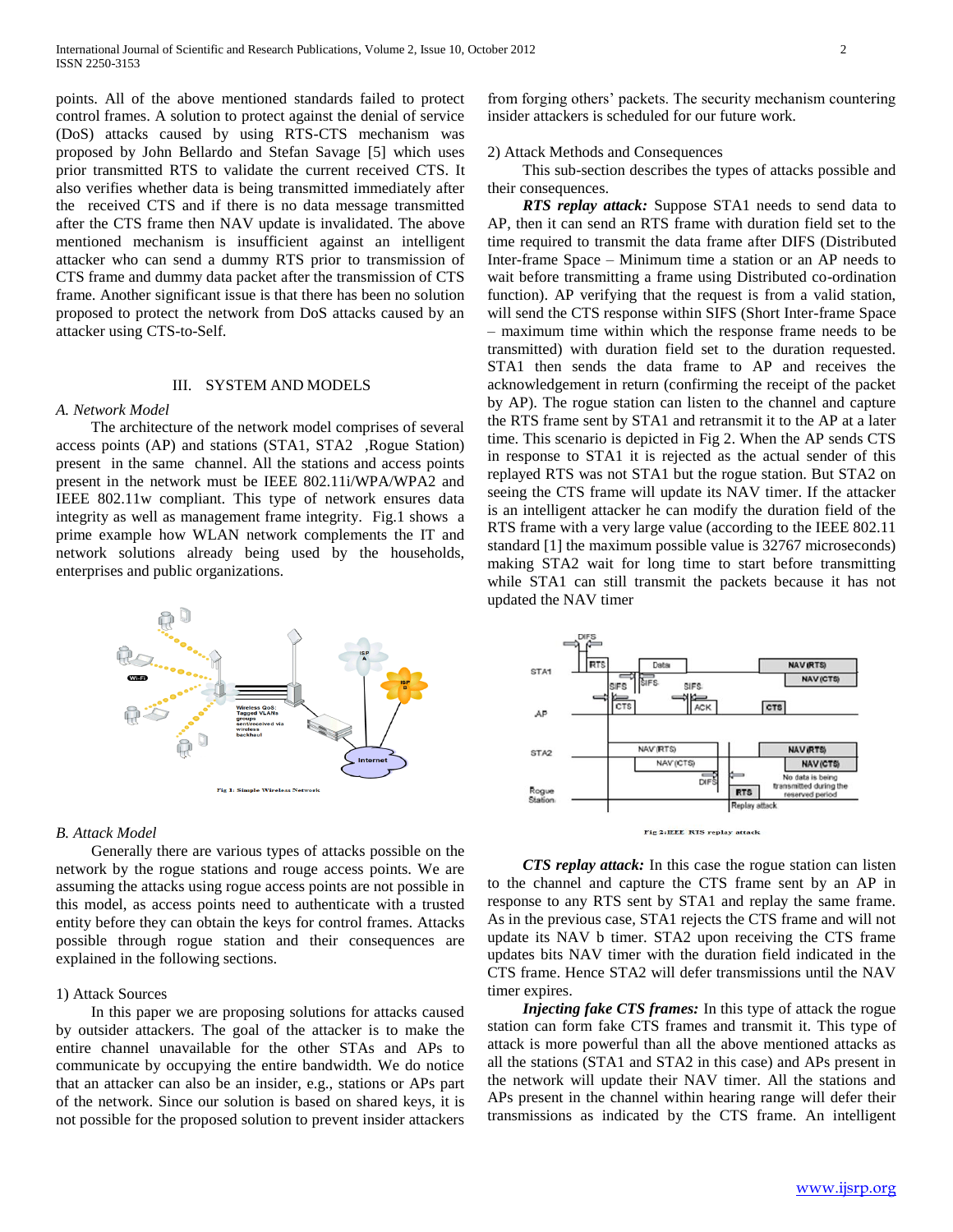points. All of the above mentioned standards failed to protect control frames. A solution to protect against the denial of service (DoS) attacks caused by using RTS-CTS mechanism was proposed by John Bellardo and Stefan Savage [5] which uses prior transmitted RTS to validate the current received CTS. It also verifies whether data is being transmitted immediately after the received CTS and if there is no data message transmitted after the CTS frame then NAV update is invalidated. The above mentioned mechanism is insufficient against an intelligent attacker who can send a dummy RTS prior to transmission of CTS frame and dummy data packet after the transmission of CTS frame. Another significant issue is that there has been no solution proposed to protect the network from DoS attacks caused by an attacker using CTS-to-Self.

## III. SYSTEM AND MODELS

### A. Network Model

The architecture of the network model comprises of several access points (AP) and stations (STA1, STA2 ,Rogue Station) present in the same channel. All the stations and access points present in the network must be IEEE 802.11i/WPA/WPA2 and IEEE 802.11w compliant. This type of network ensures data integrity as well as management frame integrity. Fig.1 shows a prime example how WLAN network complements the IT and network solutions already being used by the households, enterprises and public organizations.

Fig 1: Simple Wireless Network

### B. Attack Model

Generally there are various types of attacks possible on the network by the rogue stations and rouge access points. We are assuming the attacks using rogue access points are not possible in this model, as access points need to authenticate with a trusted entity before they can obtain the keys for control frames. Attacks possible through rogue station and their consequences are explained in the following sections.

1) Attack Sources

In this paper we are proposing solutions for attacks caused by outsider attackers. The goal of the attacker is to make the entire channel unavailable for the other STAs and APs to communicate by occupying the entire bandwidth. We do notice that an attacker can also be an insider, e.g., stations or APs part of the network. Since our solution is based on shared keys, it is not possible for the proposed solution to prevent insider attackers from forging others' packets. The security mechanism countering insider attackers is scheduled for our future work.

2) Attack Methods and Consequences

This sub-section describes the types of attacks possible and their consequences.

***RTS replay attack:*** Suppose STA1 needs to send data to AP, then it can send an RTS frame with duration field set to the time required to transmit the data frame after DIFS (Distributed Inter-frame Space – Minimum time a station or an AP needs to wait before transmitting a frame using Distributed co-ordination function). AP verifying that the request is from a valid station, will send the CTS response within SIFS (Short Inter-frame Space – maximum time within which the response frame needs to be transmitted) with duration field set to the duration requested. STA1 then sends the data frame to AP and receives the acknowledgement in return (confirming the receipt of the packet by AP). The rogue station can listen to the channel and capture the RTS frame sent by STA1 and retransmit it to the AP at a later time. This scenario is depicted in Fig 2. When the AP sends CTS in response to STA1 it is rejected as the actual sender of this replayed RTS was not STA1 but the rogue station. But STA2 on seeing the CTS frame will update its NAV timer. If the attacker is an intelligent attacker he can modify the duration field of the RTS frame with a very large value (according to the IEEE 802.11 standard [1] the maximum possible value is 32767 microseconds) making STA2 wait for long time to start before transmitting while STA1 can still transmit the packets because it has not updated the NAV timer

Fig 2:IEEE RTS replay attack

***CTS replay attack:*** In this case the rogue station can listen to the channel and capture the CTS frame sent by an AP in response to any RTS sent by STA1 and replay the same frame. As in the previous case, STA1 rejects the CTS frame and will not update its NAV b timer. STA2 upon receiving the CTS frame updates bits NAV timer with the duration field indicated in the CTS frame. Hence STA2 will defer transmissions until the NAV timer expires.

***Injecting fake CTS frames:*** In this type of attack the rogue station can form fake CTS frames and transmit it. This type of attack is more powerful than all the above mentioned attacks as all the stations (STA1 and STA2 in this case) and APs present in the network will update their NAV timer. All the stations and APs present in the channel within hearing range will defer their transmissions as indicated by the CTS frame. An intelligent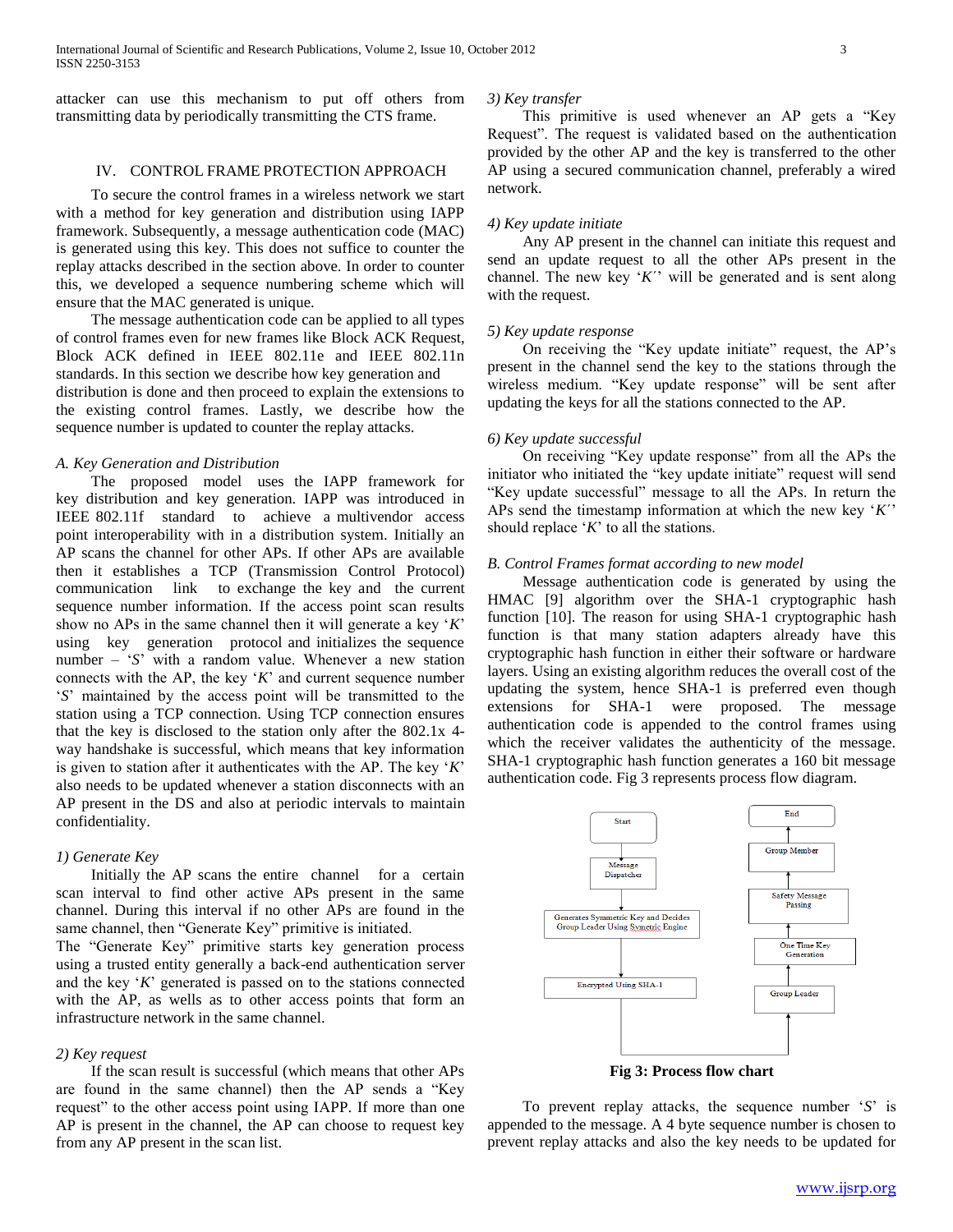attacker can use this mechanism to put off others from transmitting data by periodically transmitting the CTS frame.

## IV. CONTROL FRAME PROTECTION APPROACH

To secure the control frames in a wireless network we start with a method for key generation and distribution using IAPP framework. Subsequently, a message authentication code (MAC) is generated using this key. This does not suffice to counter the replay attacks described in the section above. In order to counter this, we developed a sequence numbering scheme which will ensure that the MAC generated is unique.

The message authentication code can be applied to all types of control frames even for new frames like Block ACK Request, Block ACK defined in IEEE 802.11e and IEEE 802.11n standards. In this section we describe how key generation and distribution is done and then proceed to explain the extensions to the existing control frames. Lastly, we describe how the sequence number is updated to counter the replay attacks.

### *A. Key Generation and Distribution*

The proposed model uses the IAPP framework for key distribution and key generation. IAPP was introduced in IEEE 802.11f standard to achieve a multivendor access point interoperability with in a distribution system. Initially an AP scans the channel for other APs. If other APs are available then it establishes a TCP (Transmission Control Protocol) communication link to exchange the key and the current sequence number information. If the access point scan results show no APs in the same channel then it will generate a key '*K*' using key generation protocol and initializes the sequence number – '*S*' with a random value. Whenever a new station connects with the AP, the key '*K*' and current sequence number '*S*' maintained by the access point will be transmitted to the station using a TCP connection. Using TCP connection ensures that the key is disclosed to the station only after the 802.1x 4-way handshake is successful, which means that key information is given to station after it authenticates with the AP. The key '*K*' also needs to be updated whenever a station disconnects with an AP present in the DS and also at periodic intervals to maintain confidentiality.

#### *1) Generate Key*

Initially the AP scans the entire channel for a certain scan interval to find other active APs present in the same channel. During this interval if no other APs are found in the same channel, then "Generate Key" primitive is initiated.
The "Generate Key" primitive starts key generation process using a trusted entity generally a back-end authentication server and the key '*K*' generated is passed on to the stations connected with the AP, as wells as to other access points that form an infrastructure network in the same channel.

#### *2) Key request*

If the scan result is successful (which means that other APs are found in the same channel) then the AP sends a "Key request" to the other access point using IAPP. If more than one AP is present in the channel, the AP can choose to request key from any AP present in the scan list.

#### *3) Key transfer*

This primitive is used whenever an AP gets a "Key Request". The request is validated based on the authentication provided by the other AP and the key is transferred to the other AP using a secured communication channel, preferably a wired network.

#### *4) Key update initiate*

Any AP present in the channel can initiate this request and send an update request to all the other APs present in the channel. The new key '*K´*' will be generated and is sent along with the request.

#### *5) Key update response*

On receiving the "Key update initiate" request, the AP's present in the channel send the key to the stations through the wireless medium. "Key update response" will be sent after updating the keys for all the stations connected to the AP.

#### *6) Key update successful*

On receiving "Key update response" from all the APs the initiator who initiated the "key update initiate" request will send "Key update successful" message to all the APs. In return the APs send the timestamp information at which the new key '*K´*' should replace '*K*' to all the stations.

### *B. Control Frames format according to new model*

Message authentication code is generated by using the HMAC [9] algorithm over the SHA-1 cryptographic hash function [10]. The reason for using SHA-1 cryptographic hash function is that many station adapters already have this cryptographic hash function in either their software or hardware layers. Using an existing algorithm reduces the overall cost of the updating the system, hence SHA-1 is preferred even though extensions for SHA-1 were proposed. The message authentication code is appended to the control frames using which the receiver validates the authenticity of the message. SHA-1 cryptographic hash function generates a 160 bit message authentication code. Fig 3 represents process flow diagram.

Start → Message Dispatcher → Generates Symmetric Key and Decides Group Leader Using Symetric Engine → Encrypted Using SHA-1 → Group Leader → One Time Key Generation → Safety Message Passing → Group Member → End

**Fig 3: Process flow chart**

To prevent replay attacks, the sequence number '*S*' is appended to the message. A 4 byte sequence number is chosen to prevent replay attacks and also the key needs to be updated for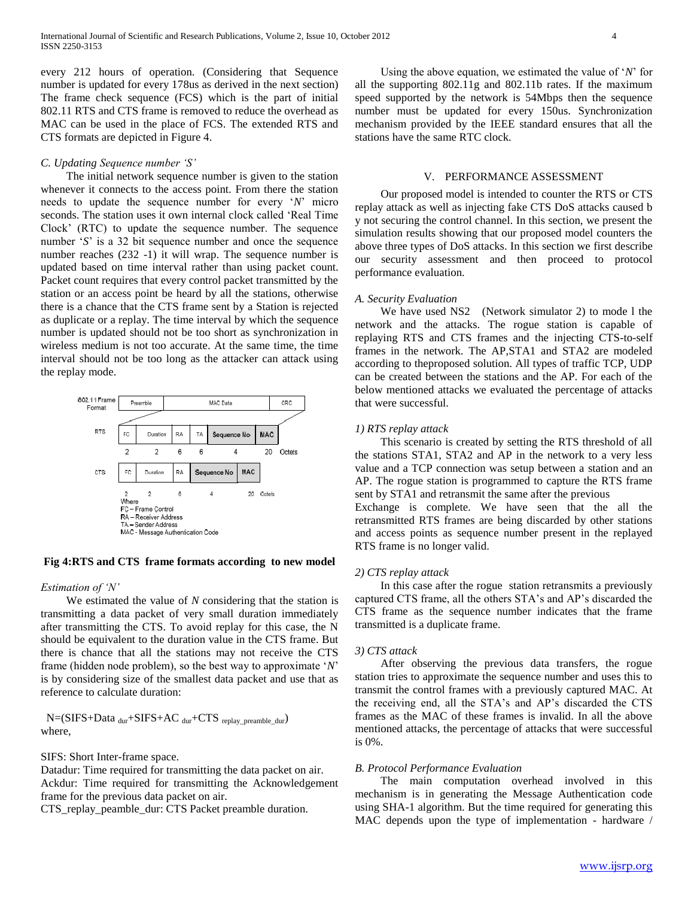every 212 hours of operation. (Considering that Sequence number is updated for every 178us as derived in the next section) The frame check sequence (FCS) which is the part of initial 802.11 RTS and CTS frame is removed to reduce the overhead as MAC can be used in the place of FCS. The extended RTS and CTS formats are depicted in Figure 4.

### *C. Updating Sequence number 'S'*

The initial network sequence number is given to the station whenever it connects to the access point. From there the station needs to update the sequence number for every '*N*' micro seconds. The station uses it own internal clock called 'Real Time Clock' (RTC) to update the sequence number. The sequence number '*S*' is a 32 bit sequence number and once the sequence number reaches (232 -1) it will wrap. The sequence number is updated based on time interval rather than using packet count. Packet count requires that every control packet transmitted by the station or an access point be heard by all the stations, otherwise there is a chance that the CTS frame sent by a Station is rejected as duplicate or a replay. The time interval by which the sequence number is updated should not be too short as synchronization in wireless medium is not too accurate. At the same time, the time interval should not be too long as the attacker can attack using the replay mode.

| 802.11 Frame Format | Preamble | | | | MAC Data | | CRC |
|---|---|---|---|---|---|---|---|
| RTS | FC | Duration | RA | TA | Sequence No | MAC | |
| | 2 | 2 | 6 | 6 | 4 | 20 | Octets |
| CTS | FC | Duration | RA | Sequence No | MAC | | |
| | 2 | 2 | 6 | 4 | 20 | Octets | |

Where
FC – Frame Control
RA – Receiver Address
TA – Sender Address
MAC - Message Authentication Code

**Fig 4:RTS and CTS frame formats according to new model**

*Estimation of 'N'*

We estimated the value of *N* considering that the station is transmitting a data packet of very small duration immediately after transmitting the CTS. To avoid replay for this case, the N should be equivalent to the duration value in the CTS frame. But there is chance that all the stations may not receive the CTS frame (hidden node problem), so the best way to approximate '*N*' is by considering size of the smallest data packet and use that as reference to calculate duration:

$$N=(SIFS+Data_{dur}+SIFS+AC_{dur}+CTS_{replay\_preamble\_dur})$$

where,

SIFS: Short Inter-frame space.
Datadur: Time required for transmitting the data packet on air.
Ackdur: Time required for transmitting the Acknowledgement frame for the previous data packet on air.
CTS_replay_peamble_dur: CTS Packet preamble duration.

Using the above equation, we estimated the value of '*N*' for all the supporting 802.11g and 802.11b rates. If the maximum speed supported by the network is 54Mbps then the sequence number must be updated for every 150us. Synchronization mechanism provided by the IEEE standard ensures that all the stations have the same RTC clock.

## V. PERFORMANCE ASSESSMENT

Our proposed model is intended to counter the RTS or CTS replay attack as well as injecting fake CTS DoS attacks caused b y not securing the control channel. In this section, we present the simulation results showing that our proposed model counters the above three types of DoS attacks. In this section we first describe our security assessment and then proceed to protocol performance evaluation.

### *A. Security Evaluation*

We have used NS2 (Network simulator 2) to mode l the network and the attacks. The rogue station is capable of replaying RTS and CTS frames and the injecting CTS-to-self frames in the network. The AP,STA1 and STA2 are modeled according to theproposed solution. All types of traffic TCP, UDP can be created between the stations and the AP. For each of the below mentioned attacks we evaluated the percentage of attacks that were successful.

#### *1) RTS replay attack*

This scenario is created by setting the RTS threshold of all the stations STA1, STA2 and AP in the network to a very less value and a TCP connection was setup between a station and an AP. The rogue station is programmed to capture the RTS frame sent by STA1 and retransmit the same after the previous Exchange is complete. We have seen that the all the retransmitted RTS frames are being discarded by other stations and access points as sequence number present in the replayed RTS frame is no longer valid.

#### *2) CTS replay attack*

In this case after the rogue station retransmits a previously captured CTS frame, all the others STA's and AP's discarded the CTS frame as the sequence number indicates that the frame transmitted is a duplicate frame.

#### *3) CTS attack*

After observing the previous data transfers, the rogue station tries to approximate the sequence number and uses this to transmit the control frames with a previously captured MAC. At the receiving end, all the STA's and AP's discarded the CTS frames as the MAC of these frames is invalid. In all the above mentioned attacks, the percentage of attacks that were successful is 0%.

### *B. Protocol Performance Evaluation*

The main computation overhead involved in this mechanism is in generating the Message Authentication code using SHA-1 algorithm. But the time required for generating this MAC depends upon the type of implementation - hardware /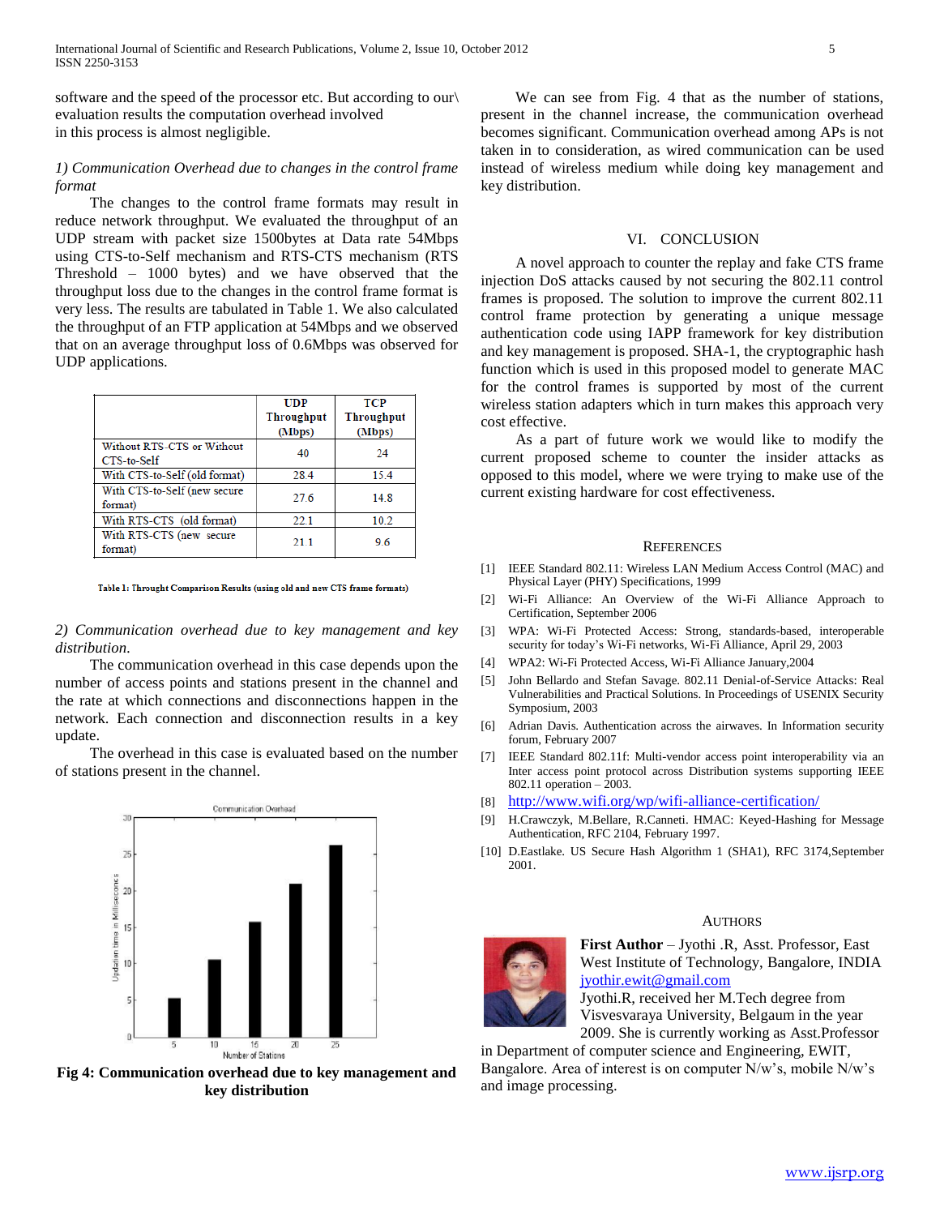software and the speed of the processor etc. But according to our\ evaluation results the computation overhead involved in this process is almost negligible.

*1) Communication Overhead due to changes in the control frame format*

The changes to the control frame formats may result in reduce network throughput. We evaluated the throughput of an UDP stream with packet size 1500bytes at Data rate 54Mbps using CTS-to-Self mechanism and RTS-CTS mechanism (RTS Threshold – 1000 bytes) and we have observed that the throughput loss due to the changes in the control frame format is very less. The results are tabulated in Table 1. We also calculated the throughput of an FTP application at 54Mbps and we observed that on an average throughput loss of 0.6Mbps was observed for UDP applications.

| | UDP Throughput (Mbps) | TCP Throughput (Mbps) |
|---|---|---|
| Without RTS-CTS or Without CTS-to-Self | 40 | 24 |
| With CTS-to-Self (old format) | 28.4 | 15.4 |
| With CTS-to-Self (new secure format) | 27.6 | 14.8 |
| With RTS-CTS (old format) | 22.1 | 10.2 |
| With RTS-CTS (new secure format) | 21.1 | 9.6 |

**Table 1: Throught Comparison Results (using old and new CTS frame formats)**

*2) Communication overhead due to key management and key distribution.*

The communication overhead in this case depends upon the number of access points and stations present in the channel and the rate at which connections and disconnections happen in the network. Each connection and disconnection results in a key update.

The overhead in this case is evaluated based on the number of stations present in the channel.

**Fig 4: Communication overhead due to key management and key distribution**

We can see from Fig. 4 that as the number of stations, present in the channel increase, the communication overhead becomes significant. Communication overhead among APs is not taken in to consideration, as wired communication can be used instead of wireless medium while doing key management and key distribution.

## VI. Conclusion

A novel approach to counter the replay and fake CTS frame injection DoS attacks caused by not securing the 802.11 control frames is proposed. The solution to improve the current 802.11 control frame protection by generating a unique message authentication code using IAPP framework for key distribution and key management is proposed. SHA-1, the cryptographic hash function which is used in this proposed model to generate MAC for the control frames is supported by most of the current wireless station adapters which in turn makes this approach very cost effective.

As a part of future work we would like to modify the current proposed scheme to counter the insider attacks as opposed to this model, where we were trying to make use of the current existing hardware for cost effectiveness.

## References

[1] IEEE Standard 802.11: Wireless LAN Medium Access Control (MAC) and Physical Layer (PHY) Specifications, 1999

[2] Wi-Fi Alliance: An Overview of the Wi-Fi Alliance Approach to Certification, September 2006

[3] WPA: Wi-Fi Protected Access: Strong, standards-based, interoperable security for today's Wi-Fi networks, Wi-Fi Alliance, April 29, 2003

[4] WPA2: Wi-Fi Protected Access, Wi-Fi Alliance January,2004

[5] John Bellardo and Stefan Savage. 802.11 Denial-of-Service Attacks: Real Vulnerabilities and Practical Solutions. In Proceedings of USENIX Security Symposium, 2003

[6] Adrian Davis. Authentication across the airwaves. In Information security forum, February 2007

[7] IEEE Standard 802.11f: Multi-vendor access point interoperability via an Inter access point protocol across Distribution systems supporting IEEE 802.11 operation – 2003.

[8] http://www.wifi.org/wp/wifi-alliance-certification/

[9] H.Crawczyk, M.Bellare, R.Canneti. HMAC: Keyed-Hashing for Message Authentication, RFC 2104, February 1997.

[10] D.Eastlake. US Secure Hash Algorithm 1 (SHA1), RFC 3174,September 2001.

## Authors

**First Author** – Jyothi .R, Asst. Professor, East West Institute of Technology, Bangalore, INDIA jyothir.ewit@gmail.com

Jyothi.R, received her M.Tech degree from Visvesvaraya University, Belgaum in the year 2009. She is currently working as Asst.Professor in Department of computer science and Engineering, EWIT, Bangalore. Area of interest is on computer N/w's, mobile N/w's and image processing.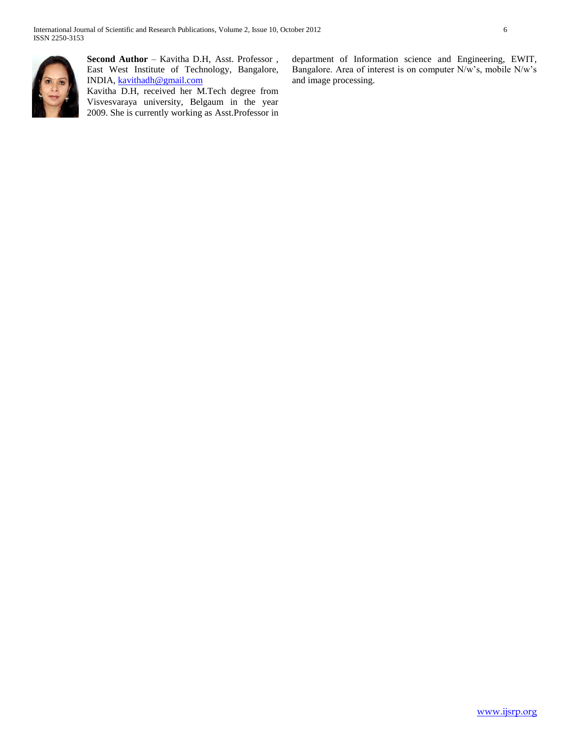**Second Author** – Kavitha D.H, Asst. Professor , East West Institute of Technology, Bangalore, INDIA, kavithadh@gmail.com

Kavitha D.H, received her M.Tech degree from Visvesvaraya university, Belgaum in the year 2009. She is currently working as Asst.Professor in department of Information science and Engineering, EWIT, Bangalore. Area of interest is on computer N/w's, mobile N/w's and image processing.